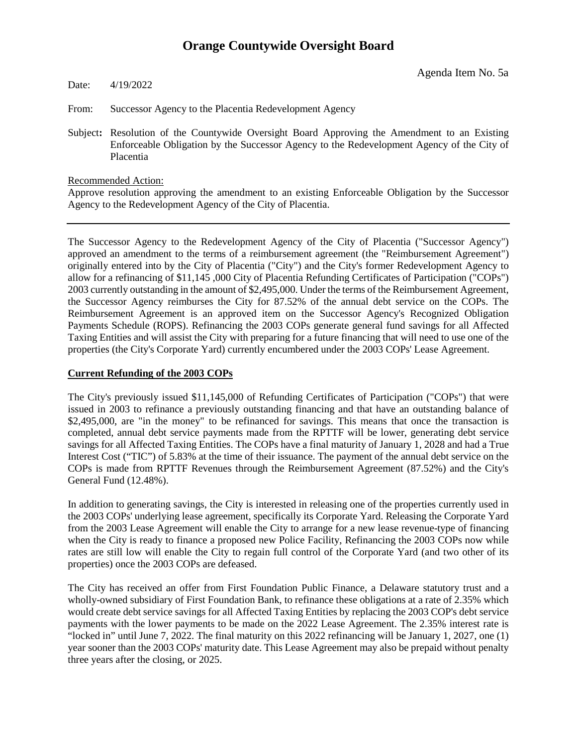# Orange Countywide Oversight Board

Agenda Item No. 5a

Date: 4/19/2022

From: Successor Agency to the Placentia Redevelopment Agency

Subject**:** Resolution of the Countywide Oversight Board Approving the Amendment to an Existing Enforceable Obligation by the Successor Agency to the Redevelopment Agency of the City of Placentia

Recommended Action:

Approve resolution approving the amendment to an existing Enforceable Obligation by the Successor Agency to the Redevelopment Agency of the City of Placentia.

---

The Successor Agency to the Redevelopment Agency of the City of Placentia ("Successor Agency") approved an amendment to the terms of a reimbursement agreement (the "Reimbursement Agreement") originally entered into by the City of Placentia ("City") and the City's former Redevelopment Agency to allow for a refinancing of $11,145 ,000 City of Placentia Refunding Certificates of Participation ("COPs") 2003 currently outstanding in the amount of $2,495,000. Under the terms of the Reimbursement Agreement, the Successor Agency reimburses the City for 87.52% of the annual debt service on the COPs. The Reimbursement Agreement is an approved item on the Successor Agency's Recognized Obligation Payments Schedule (ROPS). Refinancing the 2003 COPs generate general fund savings for all Affected Taxing Entities and will assist the City with preparing for a future financing that will need to use one of the properties (the City's Corporate Yard) currently encumbered under the 2003 COPs' Lease Agreement.

**Current Refunding of the 2003 COPs**

The City's previously issued $11,145,000 of Refunding Certificates of Participation ("COPs") that were issued in 2003 to refinance a previously outstanding financing and that have an outstanding balance of $2,495,000, are "in the money" to be refinanced for savings. This means that once the transaction is completed, annual debt service payments made from the RPTTF will be lower, generating debt service savings for all Affected Taxing Entities. The COPs have a final maturity of January 1, 2028 and had a True Interest Cost ("TIC") of 5.83% at the time of their issuance. The payment of the annual debt service on the COPs is made from RPTTF Revenues through the Reimbursement Agreement (87.52%) and the City's General Fund (12.48%).

In addition to generating savings, the City is interested in releasing one of the properties currently used in the 2003 COPs' underlying lease agreement, specifically its Corporate Yard. Releasing the Corporate Yard from the 2003 Lease Agreement will enable the City to arrange for a new lease revenue-type of financing when the City is ready to finance a proposed new Police Facility, Refinancing the 2003 COPs now while rates are still low will enable the City to regain full control of the Corporate Yard (and two other of its properties) once the 2003 COPs are defeased.

The City has received an offer from First Foundation Public Finance, a Delaware statutory trust and a wholly-owned subsidiary of First Foundation Bank, to refinance these obligations at a rate of 2.35% which would create debt service savings for all Affected Taxing Entities by replacing the 2003 COP's debt service payments with the lower payments to be made on the 2022 Lease Agreement. The 2.35% interest rate is "locked in" until June 7, 2022. The final maturity on this 2022 refinancing will be January 1, 2027, one (1) year sooner than the 2003 COPs' maturity date. This Lease Agreement may also be prepaid without penalty three years after the closing, or 2025.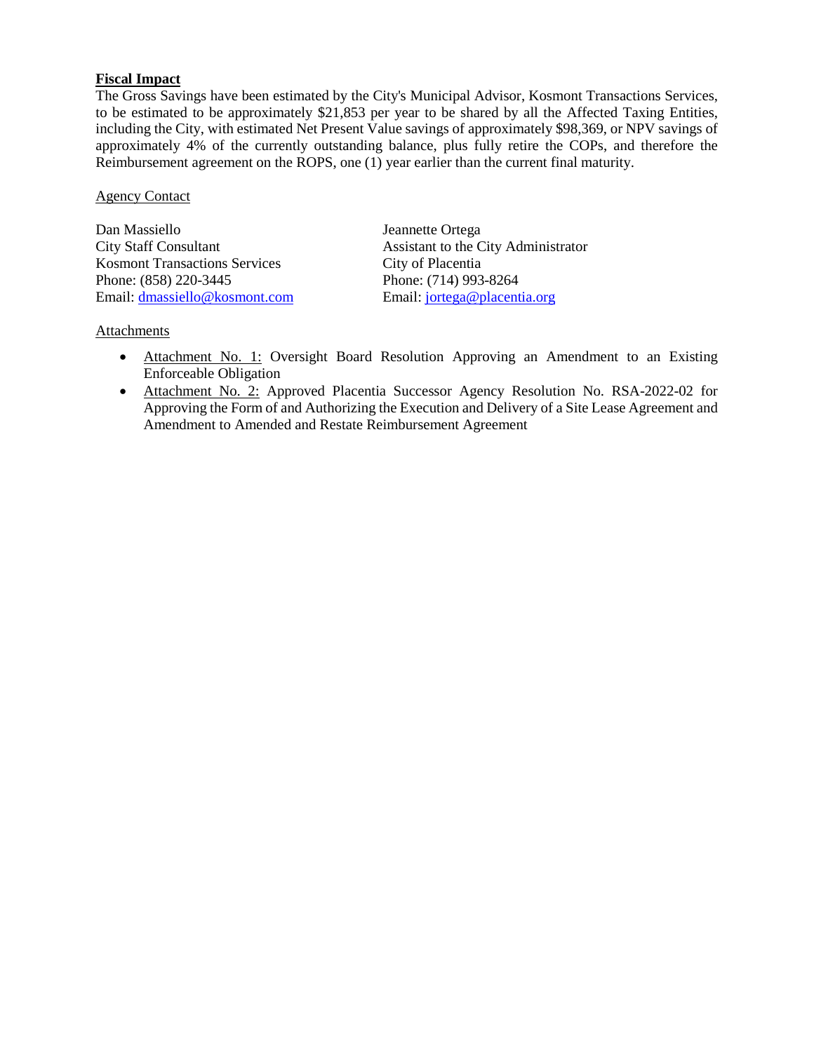**Fiscal Impact**

The Gross Savings have been estimated by the City's Municipal Advisor, Kosmont Transactions Services, to be estimated to be approximately $21,853 per year to be shared by all the Affected Taxing Entities, including the City, with estimated Net Present Value savings of approximately $98,369, or NPV savings of approximately 4% of the currently outstanding balance, plus fully retire the COPs, and therefore the Reimbursement agreement on the ROPS, one (1) year earlier than the current final maturity.

Agency Contact

Dan Massiello
City Staff Consultant
Kosmont Transactions Services
Phone: (858) 220-3445
Email: dmassiello@kosmont.com

Jeannette Ortega
Assistant to the City Administrator
City of Placentia
Phone: (714) 993-8264
Email: jortega@placentia.org

Attachments

- Attachment No. 1: Oversight Board Resolution Approving an Amendment to an Existing Enforceable Obligation
- Attachment No. 2: Approved Placentia Successor Agency Resolution No. RSA-2022-02 for Approving the Form of and Authorizing the Execution and Delivery of a Site Lease Agreement and Amendment to Amended and Restate Reimbursement Agreement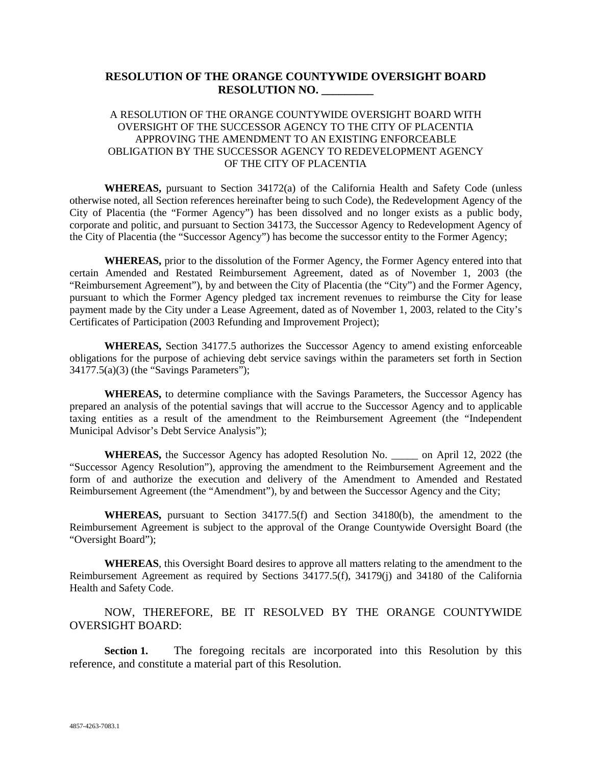# RESOLUTION OF THE ORANGE COUNTYWIDE OVERSIGHT BOARD
## RESOLUTION NO. _________

A RESOLUTION OF THE ORANGE COUNTYWIDE OVERSIGHT BOARD WITH OVERSIGHT OF THE SUCCESSOR AGENCY TO THE CITY OF PLACENTIA APPROVING THE AMENDMENT TO AN EXISTING ENFORCEABLE OBLIGATION BY THE SUCCESSOR AGENCY TO REDEVELOPMENT AGENCY OF THE CITY OF PLACENTIA

**WHEREAS,** pursuant to Section 34172(a) of the California Health and Safety Code (unless otherwise noted, all Section references hereinafter being to such Code), the Redevelopment Agency of the City of Placentia (the "Former Agency") has been dissolved and no longer exists as a public body, corporate and politic, and pursuant to Section 34173, the Successor Agency to Redevelopment Agency of the City of Placentia (the "Successor Agency") has become the successor entity to the Former Agency;

**WHEREAS,** prior to the dissolution of the Former Agency, the Former Agency entered into that certain Amended and Restated Reimbursement Agreement, dated as of November 1, 2003 (the "Reimbursement Agreement"), by and between the City of Placentia (the "City") and the Former Agency, pursuant to which the Former Agency pledged tax increment revenues to reimburse the City for lease payment made by the City under a Lease Agreement, dated as of November 1, 2003, related to the City's Certificates of Participation (2003 Refunding and Improvement Project);

**WHEREAS,** Section 34177.5 authorizes the Successor Agency to amend existing enforceable obligations for the purpose of achieving debt service savings within the parameters set forth in Section 34177.5(a)(3) (the "Savings Parameters");

**WHEREAS,** to determine compliance with the Savings Parameters, the Successor Agency has prepared an analysis of the potential savings that will accrue to the Successor Agency and to applicable taxing entities as a result of the amendment to the Reimbursement Agreement (the "Independent Municipal Advisor's Debt Service Analysis");

**WHEREAS,** the Successor Agency has adopted Resolution No. _____ on April 12, 2022 (the "Successor Agency Resolution"), approving the amendment to the Reimbursement Agreement and the form of and authorize the execution and delivery of the Amendment to Amended and Restated Reimbursement Agreement (the "Amendment"), by and between the Successor Agency and the City;

**WHEREAS,** pursuant to Section 34177.5(f) and Section 34180(b), the amendment to the Reimbursement Agreement is subject to the approval of the Orange Countywide Oversight Board (the "Oversight Board");

**WHEREAS**, this Oversight Board desires to approve all matters relating to the amendment to the Reimbursement Agreement as required by Sections 34177.5(f), 34179(j) and 34180 of the California Health and Safety Code.

NOW, THEREFORE, BE IT RESOLVED BY THE ORANGE COUNTYWIDE OVERSIGHT BOARD:

**Section 1.** The foregoing recitals are incorporated into this Resolution by this reference, and constitute a material part of this Resolution.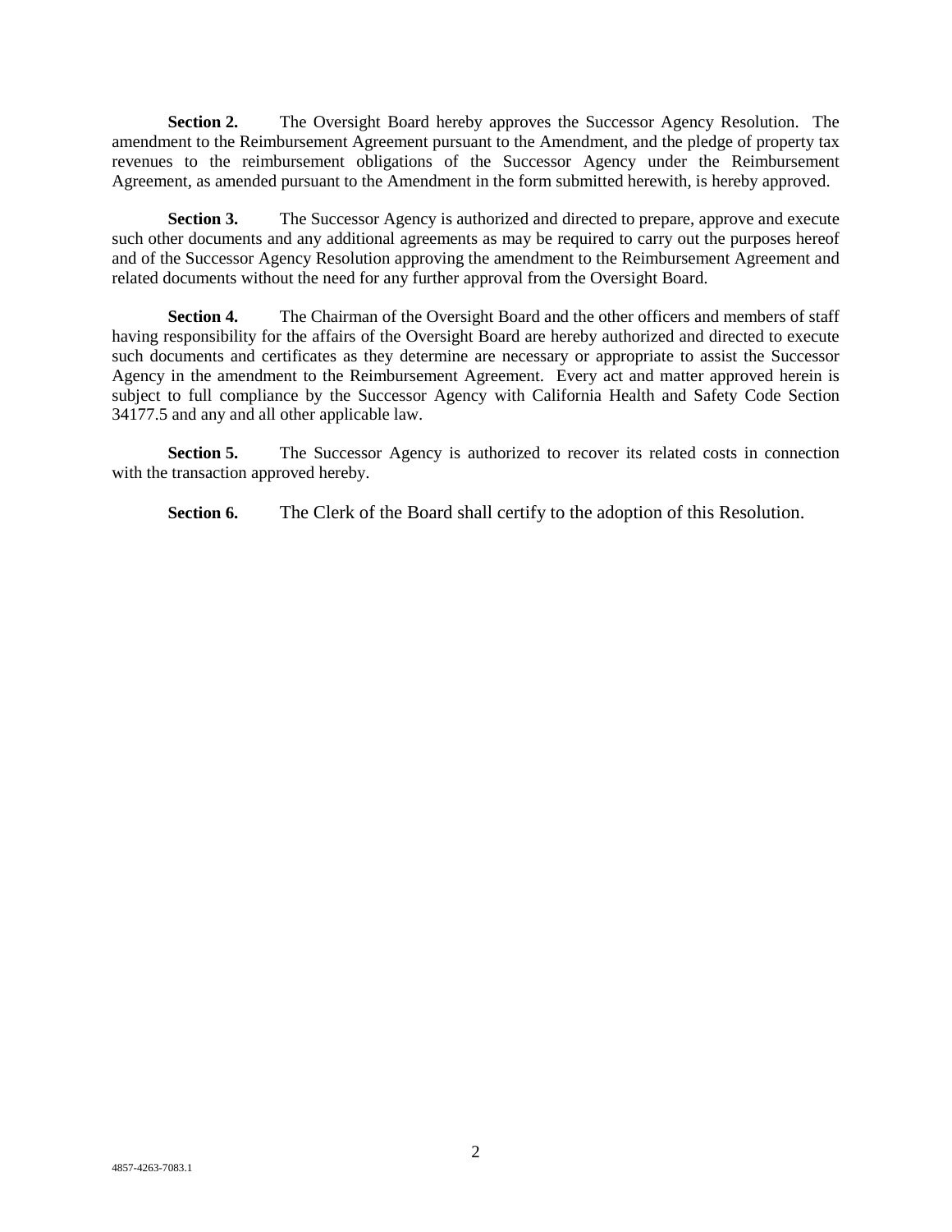**Section 2.** The Oversight Board hereby approves the Successor Agency Resolution. The amendment to the Reimbursement Agreement pursuant to the Amendment, and the pledge of property tax revenues to the reimbursement obligations of the Successor Agency under the Reimbursement Agreement, as amended pursuant to the Amendment in the form submitted herewith, is hereby approved.

**Section 3.** The Successor Agency is authorized and directed to prepare, approve and execute such other documents and any additional agreements as may be required to carry out the purposes hereof and of the Successor Agency Resolution approving the amendment to the Reimbursement Agreement and related documents without the need for any further approval from the Oversight Board.

**Section 4.** The Chairman of the Oversight Board and the other officers and members of staff having responsibility for the affairs of the Oversight Board are hereby authorized and directed to execute such documents and certificates as they determine are necessary or appropriate to assist the Successor Agency in the amendment to the Reimbursement Agreement. Every act and matter approved herein is subject to full compliance by the Successor Agency with California Health and Safety Code Section 34177.5 and any and all other applicable law.

**Section 5.** The Successor Agency is authorized to recover its related costs in connection with the transaction approved hereby.

**Section 6.** The Clerk of the Board shall certify to the adoption of this Resolution.

4857-4263-7083.1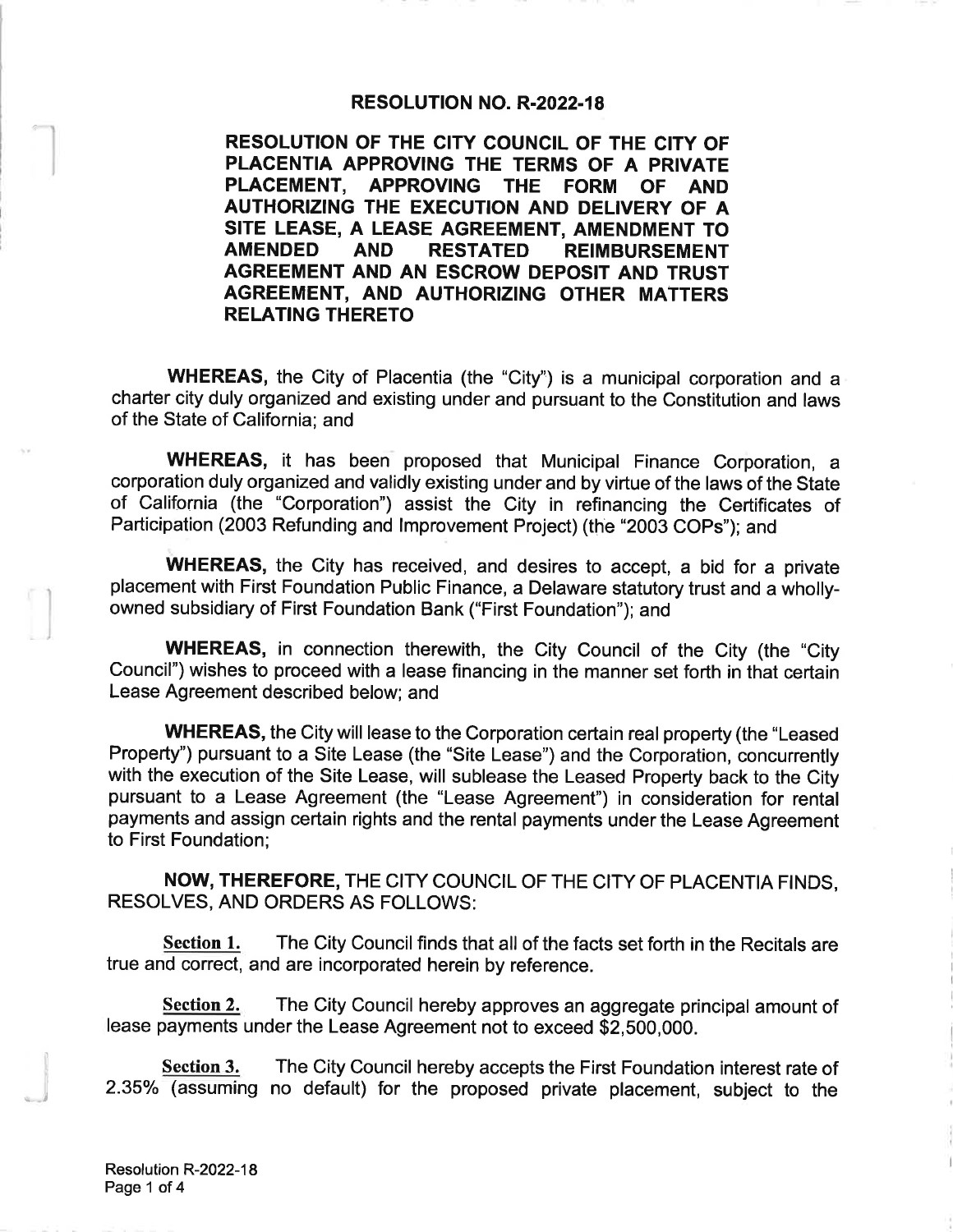# RESOLUTION NO. R-2022-18

## RESOLUTION OF THE CITY COUNCIL OF THE CITY OF PLACENTIA APPROVING THE TERMS OF A PRIVATE PLACEMENT, APPROVING THE FORM OF AND AUTHORIZING THE EXECUTION AND DELIVERY OF A SITE LEASE, A LEASE AGREEMENT, AMENDMENT TO AMENDED AND RESTATED REIMBURSEMENT AGREEMENT AND AN ESCROW DEPOSIT AND TRUST AGREEMENT, AND AUTHORIZING OTHER MATTERS RELATING THERETO

**WHEREAS,** the City of Placentia (the "City") is a municipal corporation and a charter city duly organized and existing under and pursuant to the Constitution and laws of the State of California; and

**WHEREAS,** it has been proposed that Municipal Finance Corporation, a corporation duly organized and validly existing under and by virtue of the laws of the State of California (the "Corporation") assist the City in refinancing the Certificates of Participation (2003 Refunding and Improvement Project) (the "2003 COPs"); and

**WHEREAS,** the City has received, and desires to accept, a bid for a private placement with First Foundation Public Finance, a Delaware statutory trust and a wholly-owned subsidiary of First Foundation Bank ("First Foundation"); and

**WHEREAS,** in connection therewith, the City Council of the City (the "City Council") wishes to proceed with a lease financing in the manner set forth in that certain Lease Agreement described below; and

**WHEREAS,** the City will lease to the Corporation certain real property (the "Leased Property") pursuant to a Site Lease (the "Site Lease") and the Corporation, concurrently with the execution of the Site Lease, will sublease the Leased Property back to the City pursuant to a Lease Agreement (the "Lease Agreement") in consideration for rental payments and assign certain rights and the rental payments under the Lease Agreement to First Foundation;

**NOW, THEREFORE,** THE CITY COUNCIL OF THE CITY OF PLACENTIA FINDS, RESOLVES, AND ORDERS AS FOLLOWS:

**Section 1.** The City Council finds that all of the facts set forth in the Recitals are true and correct, and are incorporated herein by reference.

**Section 2.** The City Council hereby approves an aggregate principal amount of lease payments under the Lease Agreement not to exceed $2,500,000.

**Section 3.** The City Council hereby accepts the First Foundation interest rate of 2.35% (assuming no default) for the proposed private placement, subject to the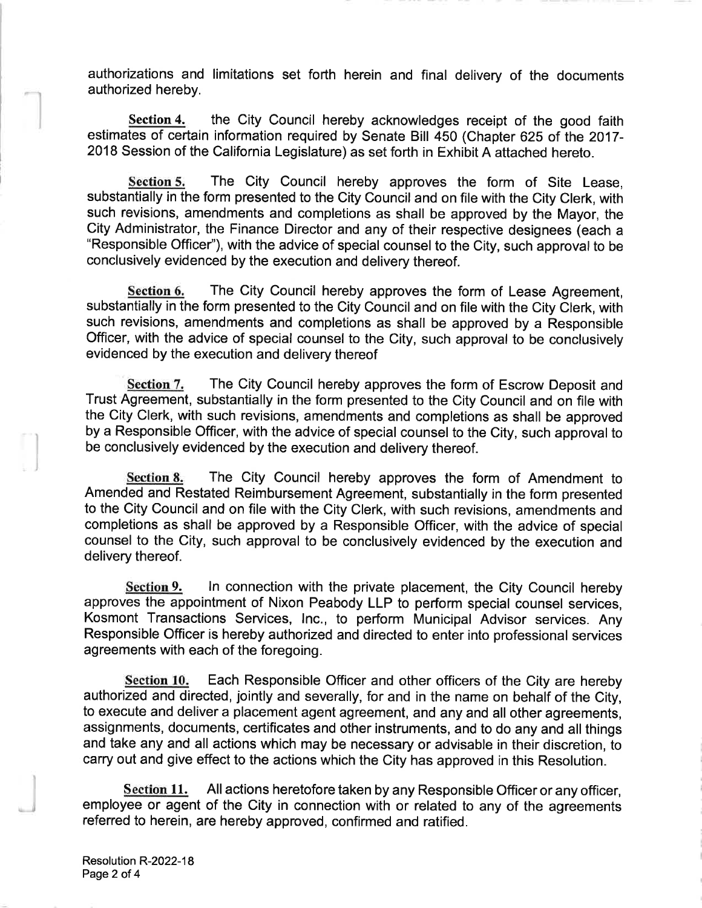authorizations and limitations set forth herein and final delivery of the documents authorized hereby.

**Section 4.** the City Council hereby acknowledges receipt of the good faith estimates of certain information required by Senate Bill 450 (Chapter 625 of the 2017-2018 Session of the California Legislature) as set forth in Exhibit A attached hereto.

**Section 5.** The City Council hereby approves the form of Site Lease, substantially in the form presented to the City Council and on file with the City Clerk, with such revisions, amendments and completions as shall be approved by the Mayor, the City Administrator, the Finance Director and any of their respective designees (each a "Responsible Officer"), with the advice of special counsel to the City, such approval to be conclusively evidenced by the execution and delivery thereof.

**Section 6.** The City Council hereby approves the form of Lease Agreement, substantially in the form presented to the City Council and on file with the City Clerk, with such revisions, amendments and completions as shall be approved by a Responsible Officer, with the advice of special counsel to the City, such approval to be conclusively evidenced by the execution and delivery thereof

**Section 7.** The City Council hereby approves the form of Escrow Deposit and Trust Agreement, substantially in the form presented to the City Council and on file with the City Clerk, with such revisions, amendments and completions as shall be approved by a Responsible Officer, with the advice of special counsel to the City, such approval to be conclusively evidenced by the execution and delivery thereof.

**Section 8.** The City Council hereby approves the form of Amendment to Amended and Restated Reimbursement Agreement, substantially in the form presented to the City Council and on file with the City Clerk, with such revisions, amendments and completions as shall be approved by a Responsible Officer, with the advice of special counsel to the City, such approval to be conclusively evidenced by the execution and delivery thereof.

**Section 9.** In connection with the private placement, the City Council hereby approves the appointment of Nixon Peabody LLP to perform special counsel services, Kosmont Transactions Services, Inc., to perform Municipal Advisor services. Any Responsible Officer is hereby authorized and directed to enter into professional services agreements with each of the foregoing.

**Section 10.** Each Responsible Officer and other officers of the City are hereby authorized and directed, jointly and severally, for and in the name on behalf of the City, to execute and deliver a placement agent agreement, and any and all other agreements, assignments, documents, certificates and other instruments, and to do any and all things and take any and all actions which may be necessary or advisable in their discretion, to carry out and give effect to the actions which the City has approved in this Resolution.

**Section 11.** All actions heretofore taken by any Responsible Officer or any officer, employee or agent of the City in connection with or related to any of the agreements referred to herein, are hereby approved, confirmed and ratified.

Resolution R-2022-18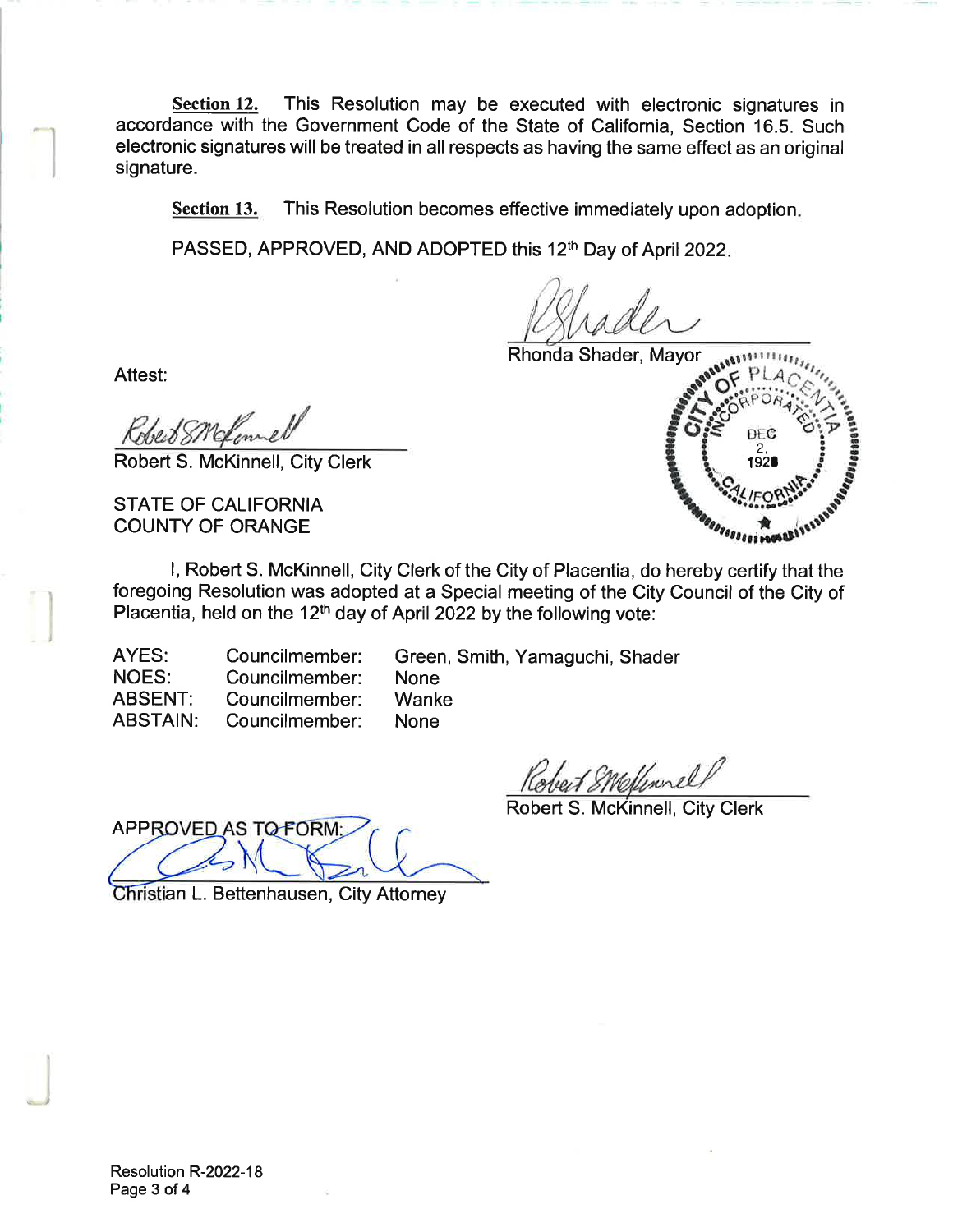**Section 12.** This Resolution may be executed with electronic signatures in accordance with the Government Code of the State of California, Section 16.5. Such electronic signatures will be treated in all respects as having the same effect as an original signature.

**Section 13.** This Resolution becomes effective immediately upon adoption.

PASSED, APPROVED, AND ADOPTED this 12th Day of April 2022.

Rhonda Shader, Mayor

Attest:

Robert S. McKinnell, City Clerk

STATE OF CALIFORNIA
COUNTY OF ORANGE

I, Robert S. McKinnell, City Clerk of the City of Placentia, do hereby certify that the foregoing Resolution was adopted at a Special meeting of the City Council of the City of Placentia, held on the 12th day of April 2022 by the following vote:

| | | |
|---|---|---|
| AYES: | Councilmember: | Green, Smith, Yamaguchi, Shader |
| NOES: | Councilmember: | None |
| ABSENT: | Councilmember: | Wanke |
| ABSTAIN: | Councilmember: | None |

Robert S. McKinnell, City Clerk

APPROVED AS TO FORM:

Christian L. Bettenhausen, City Attorney

Resolution R-2022-18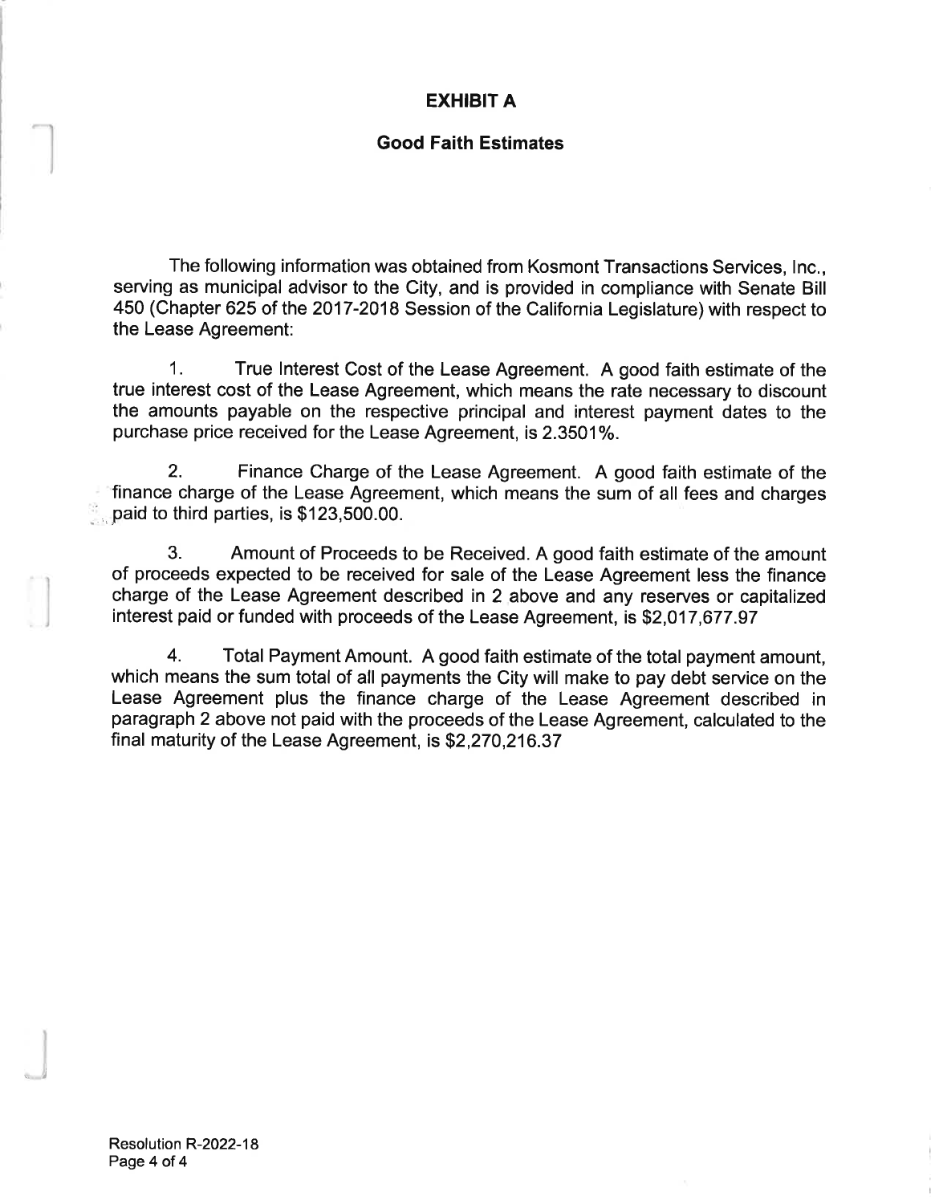# EXHIBIT A

## Good Faith Estimates

The following information was obtained from Kosmont Transactions Services, Inc., serving as municipal advisor to the City, and is provided in compliance with Senate Bill 450 (Chapter 625 of the 2017-2018 Session of the California Legislature) with respect to the Lease Agreement:

1. True Interest Cost of the Lease Agreement. A good faith estimate of the true interest cost of the Lease Agreement, which means the rate necessary to discount the amounts payable on the respective principal and interest payment dates to the purchase price received for the Lease Agreement, is 2.3501%.

2. Finance Charge of the Lease Agreement. A good faith estimate of the finance charge of the Lease Agreement, which means the sum of all fees and charges paid to third parties, is $123,500.00.

3. Amount of Proceeds to be Received. A good faith estimate of the amount of proceeds expected to be received for sale of the Lease Agreement less the finance charge of the Lease Agreement described in 2 above and any reserves or capitalized interest paid or funded with proceeds of the Lease Agreement, is $2,017,677.97

4. Total Payment Amount. A good faith estimate of the total payment amount, which means the sum total of all payments the City will make to pay debt service on the Lease Agreement plus the finance charge of the Lease Agreement described in paragraph 2 above not paid with the proceeds of the Lease Agreement, calculated to the final maturity of the Lease Agreement, is $2,270,216.37

Resolution R-2022-18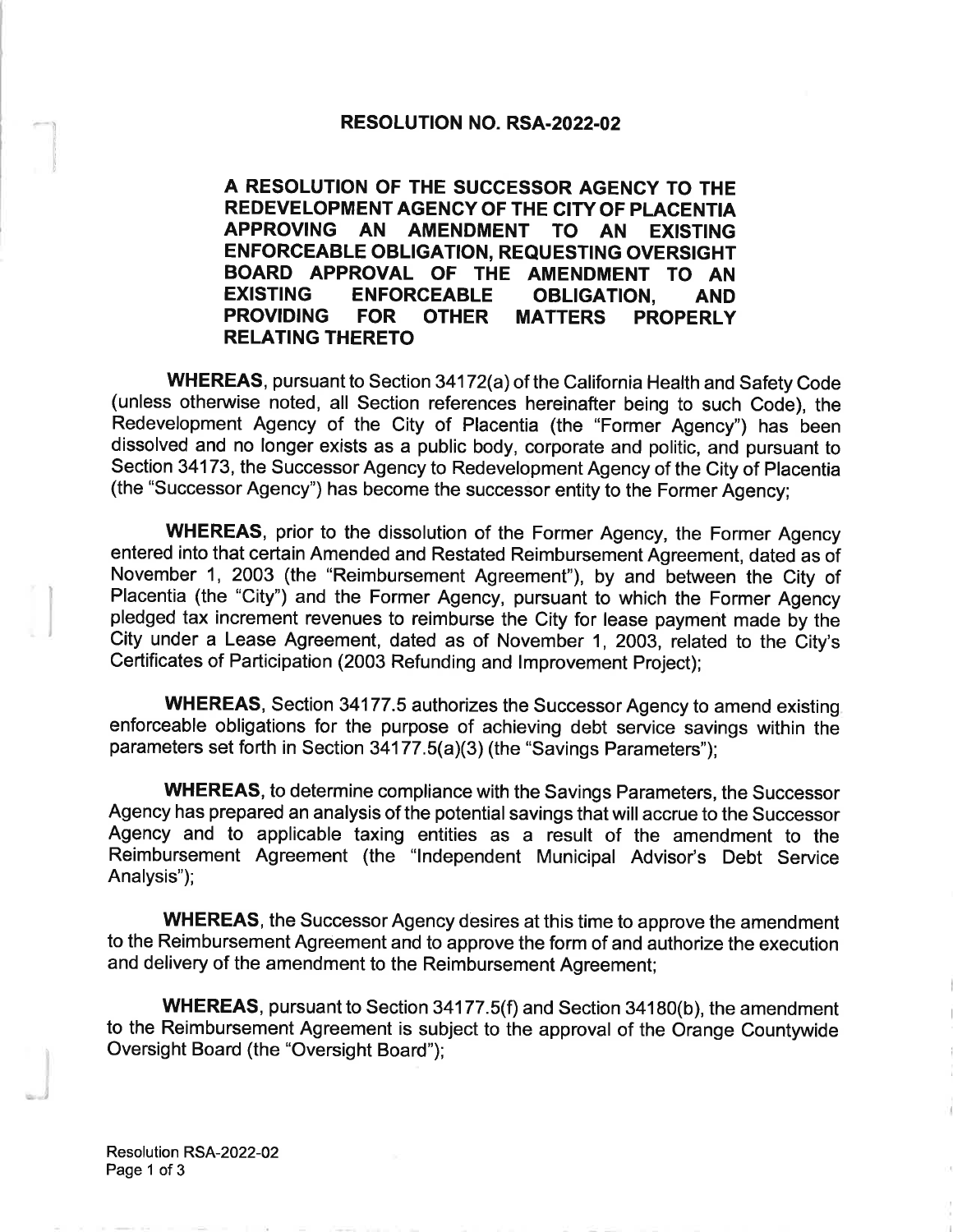# RESOLUTION NO. RSA-2022-02

## A RESOLUTION OF THE SUCCESSOR AGENCY TO THE REDEVELOPMENT AGENCY OF THE CITY OF PLACENTIA APPROVING AN AMENDMENT TO AN EXISTING ENFORCEABLE OBLIGATION, REQUESTING OVERSIGHT BOARD APPROVAL OF THE AMENDMENT TO AN EXISTING ENFORCEABLE OBLIGATION, AND PROVIDING FOR OTHER MATTERS PROPERLY RELATING THERETO

**WHEREAS**, pursuant to Section 34172(a) of the California Health and Safety Code (unless otherwise noted, all Section references hereinafter being to such Code), the Redevelopment Agency of the City of Placentia (the "Former Agency") has been dissolved and no longer exists as a public body, corporate and politic, and pursuant to Section 34173, the Successor Agency to Redevelopment Agency of the City of Placentia (the "Successor Agency") has become the successor entity to the Former Agency;

**WHEREAS**, prior to the dissolution of the Former Agency, the Former Agency entered into that certain Amended and Restated Reimbursement Agreement, dated as of November 1, 2003 (the "Reimbursement Agreement"), by and between the City of Placentia (the "City") and the Former Agency, pursuant to which the Former Agency pledged tax increment revenues to reimburse the City for lease payment made by the City under a Lease Agreement, dated as of November 1, 2003, related to the City's Certificates of Participation (2003 Refunding and Improvement Project);

**WHEREAS**, Section 34177.5 authorizes the Successor Agency to amend existing enforceable obligations for the purpose of achieving debt service savings within the parameters set forth in Section 34177.5(a)(3) (the "Savings Parameters");

**WHEREAS**, to determine compliance with the Savings Parameters, the Successor Agency has prepared an analysis of the potential savings that will accrue to the Successor Agency and to applicable taxing entities as a result of the amendment to the Reimbursement Agreement (the "Independent Municipal Advisor's Debt Service Analysis");

**WHEREAS**, the Successor Agency desires at this time to approve the amendment to the Reimbursement Agreement and to approve the form of and authorize the execution and delivery of the amendment to the Reimbursement Agreement;

**WHEREAS**, pursuant to Section 34177.5(f) and Section 34180(b), the amendment to the Reimbursement Agreement is subject to the approval of the Orange Countywide Oversight Board (the "Oversight Board");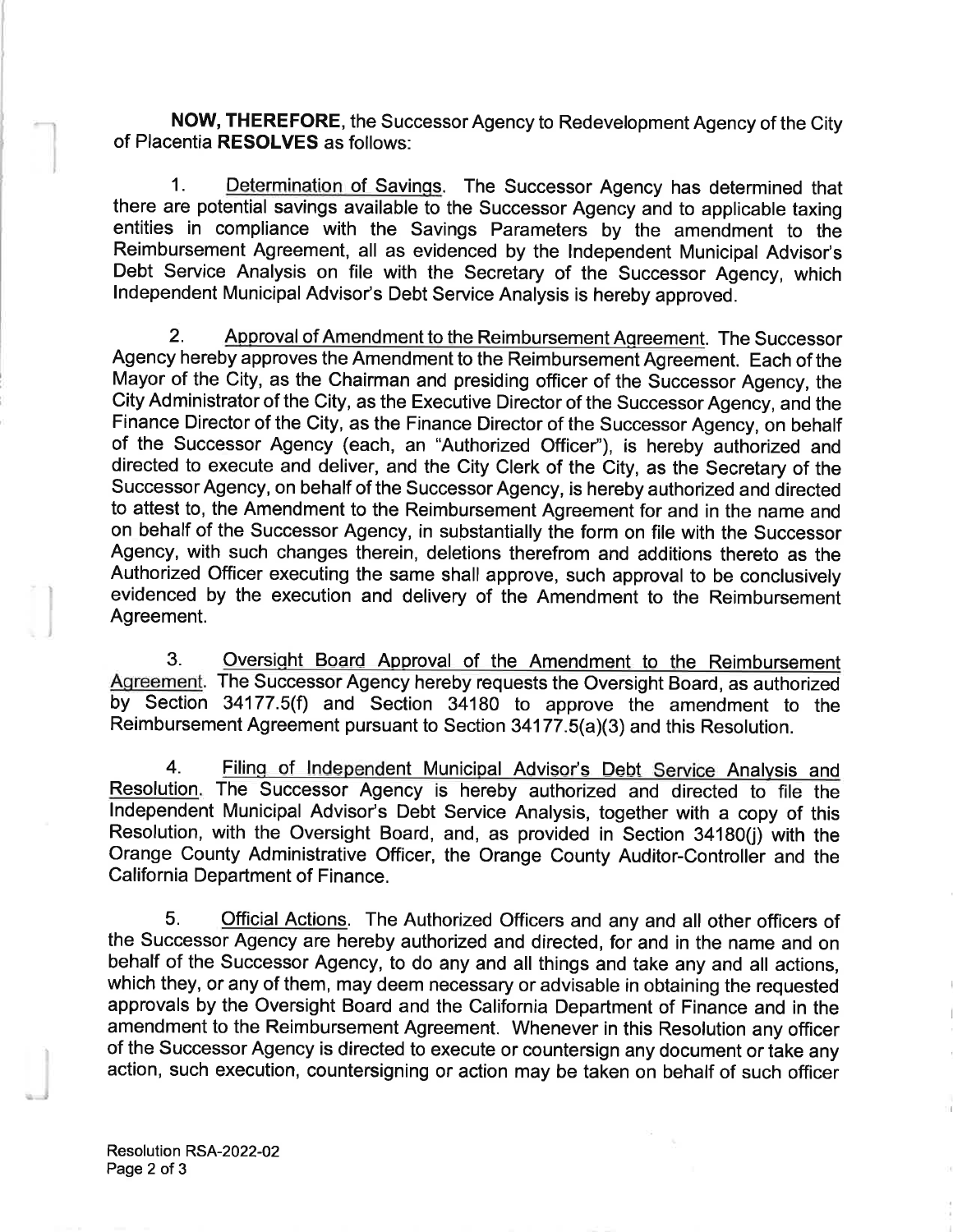**NOW, THEREFORE**, the Successor Agency to Redevelopment Agency of the City of Placentia **RESOLVES** as follows:

1. Determination of Savings. The Successor Agency has determined that there are potential savings available to the Successor Agency and to applicable taxing entities in compliance with the Savings Parameters by the amendment to the Reimbursement Agreement, all as evidenced by the Independent Municipal Advisor's Debt Service Analysis on file with the Secretary of the Successor Agency, which Independent Municipal Advisor's Debt Service Analysis is hereby approved.

2. Approval of Amendment to the Reimbursement Agreement. The Successor Agency hereby approves the Amendment to the Reimbursement Agreement. Each of the Mayor of the City, as the Chairman and presiding officer of the Successor Agency, the City Administrator of the City, as the Executive Director of the Successor Agency, and the Finance Director of the City, as the Finance Director of the Successor Agency, on behalf of the Successor Agency (each, an "Authorized Officer"), is hereby authorized and directed to execute and deliver, and the City Clerk of the City, as the Secretary of the Successor Agency, on behalf of the Successor Agency, is hereby authorized and directed to attest to, the Amendment to the Reimbursement Agreement for and in the name and on behalf of the Successor Agency, in substantially the form on file with the Successor Agency, with such changes therein, deletions therefrom and additions thereto as the Authorized Officer executing the same shall approve, such approval to be conclusively evidenced by the execution and delivery of the Amendment to the Reimbursement Agreement.

3. Oversight Board Approval of the Amendment to the Reimbursement Agreement. The Successor Agency hereby requests the Oversight Board, as authorized by Section 34177.5(f) and Section 34180 to approve the amendment to the Reimbursement Agreement pursuant to Section 34177.5(a)(3) and this Resolution.

4. Filing of Independent Municipal Advisor's Debt Service Analysis and Resolution. The Successor Agency is hereby authorized and directed to file the Independent Municipal Advisor's Debt Service Analysis, together with a copy of this Resolution, with the Oversight Board, and, as provided in Section 34180(j) with the Orange County Administrative Officer, the Orange County Auditor-Controller and the California Department of Finance.

5. Official Actions. The Authorized Officers and any and all other officers of the Successor Agency are hereby authorized and directed, for and in the name and on behalf of the Successor Agency, to do any and all things and take any and all actions, which they, or any of them, may deem necessary or advisable in obtaining the requested approvals by the Oversight Board and the California Department of Finance and in the amendment to the Reimbursement Agreement. Whenever in this Resolution any officer of the Successor Agency is directed to execute or countersign any document or take any action, such execution, countersigning or action may be taken on behalf of such officer

Resolution RSA-2022-02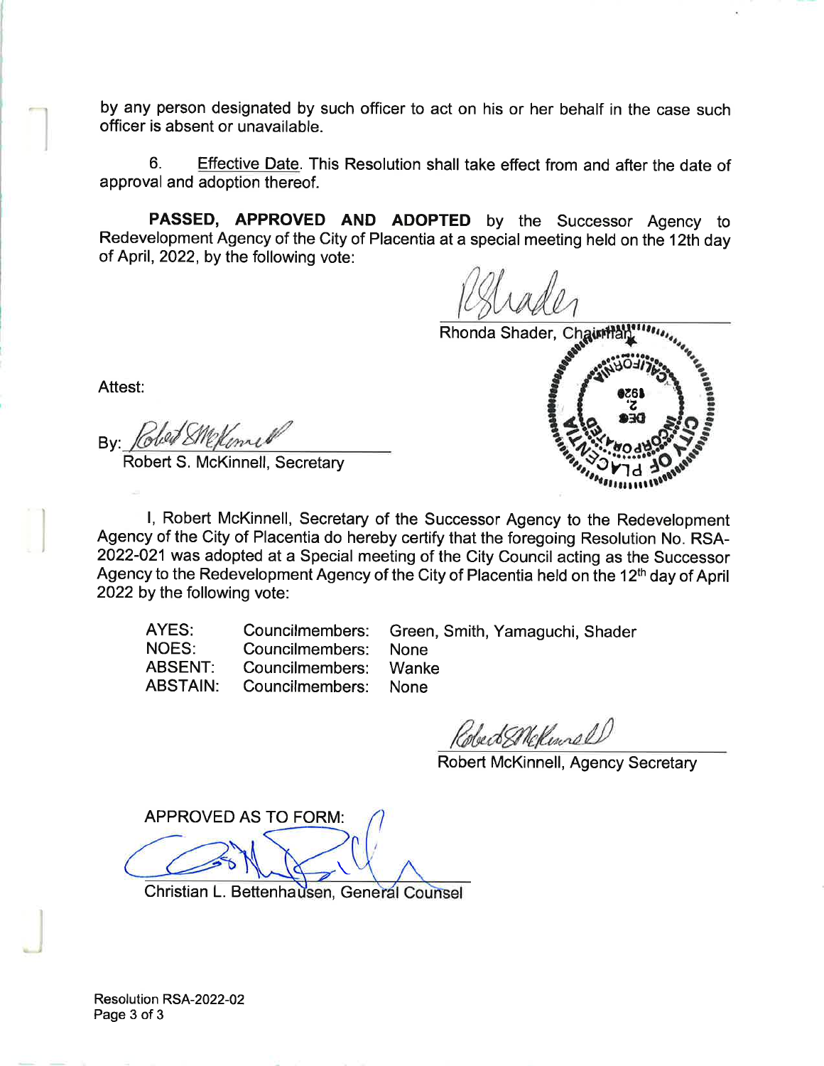by any person designated by such officer to act on his or her behalf in the case such officer is absent or unavailable.

6. Effective Date. This Resolution shall take effect from and after the date of approval and adoption thereof.

**PASSED, APPROVED AND ADOPTED** by the Successor Agency to Redevelopment Agency of the City of Placentia at a special meeting held on the 12th day of April, 2022, by the following vote:

Rhonda Shader, Chairman

Attest:

By: 
Robert S. McKinnell, Secretary

I, Robert McKinnell, Secretary of the Successor Agency to the Redevelopment Agency of the City of Placentia do hereby certify that the foregoing Resolution No. RSA-2022-021 was adopted at a Special meeting of the City Council acting as the Successor Agency to the Redevelopment Agency of the City of Placentia held on the 12th day of April 2022 by the following vote:

| | | |
|---|---|---|
| AYES: | Councilmembers: | Green, Smith, Yamaguchi, Shader |
| NOES: | Councilmembers: | None |
| ABSENT: | Councilmembers: | Wanke |
| ABSTAIN: | Councilmembers: | None |

Robert McKinnell, Agency Secretary

APPROVED AS TO FORM:

Christian L. Bettenhausen, General Counsel

Resolution RSA-2022-02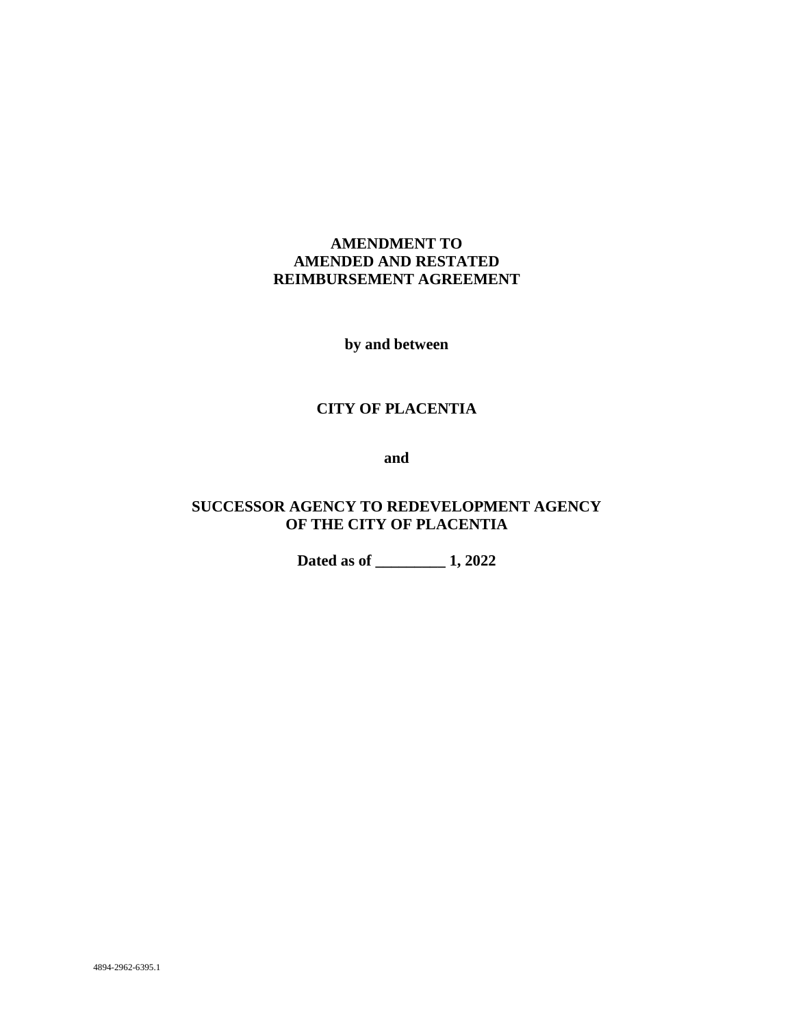**AMENDMENT TO**
**AMENDED AND RESTATED**
**REIMBURSEMENT AGREEMENT**

**by and between**

**CITY OF PLACENTIA**

**and**

**SUCCESSOR AGENCY TO REDEVELOPMENT AGENCY**
**OF THE CITY OF PLACENTIA**

**Dated as of _________ 1, 2022**

4894-2962-6395.1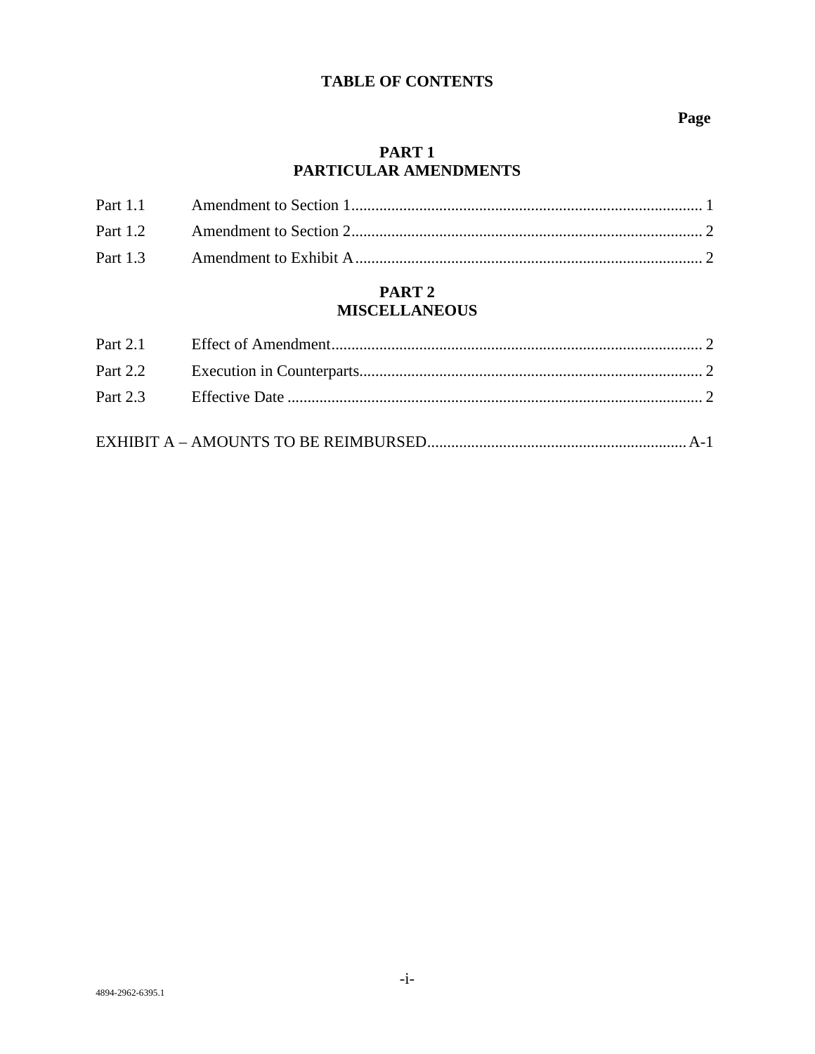# TABLE OF CONTENTS

**Page**

## PART 1
## PARTICULAR AMENDMENTS

| | | |
|---|---|---|
| Part 1.1 | Amendment to Section 1 | 1 |
| Part 1.2 | Amendment to Section 2 | 2 |
| Part 1.3 | Amendment to Exhibit A | 2 |

## PART 2
## MISCELLANEOUS

| | | |
|---|---|---|
| Part 2.1 | Effect of Amendment | 2 |
| Part 2.2 | Execution in Counterparts | 2 |
| Part 2.3 | Effective Date | 2 |

EXHIBIT A – AMOUNTS TO BE REIMBURSED ........ A-1

4894-2962-6395.1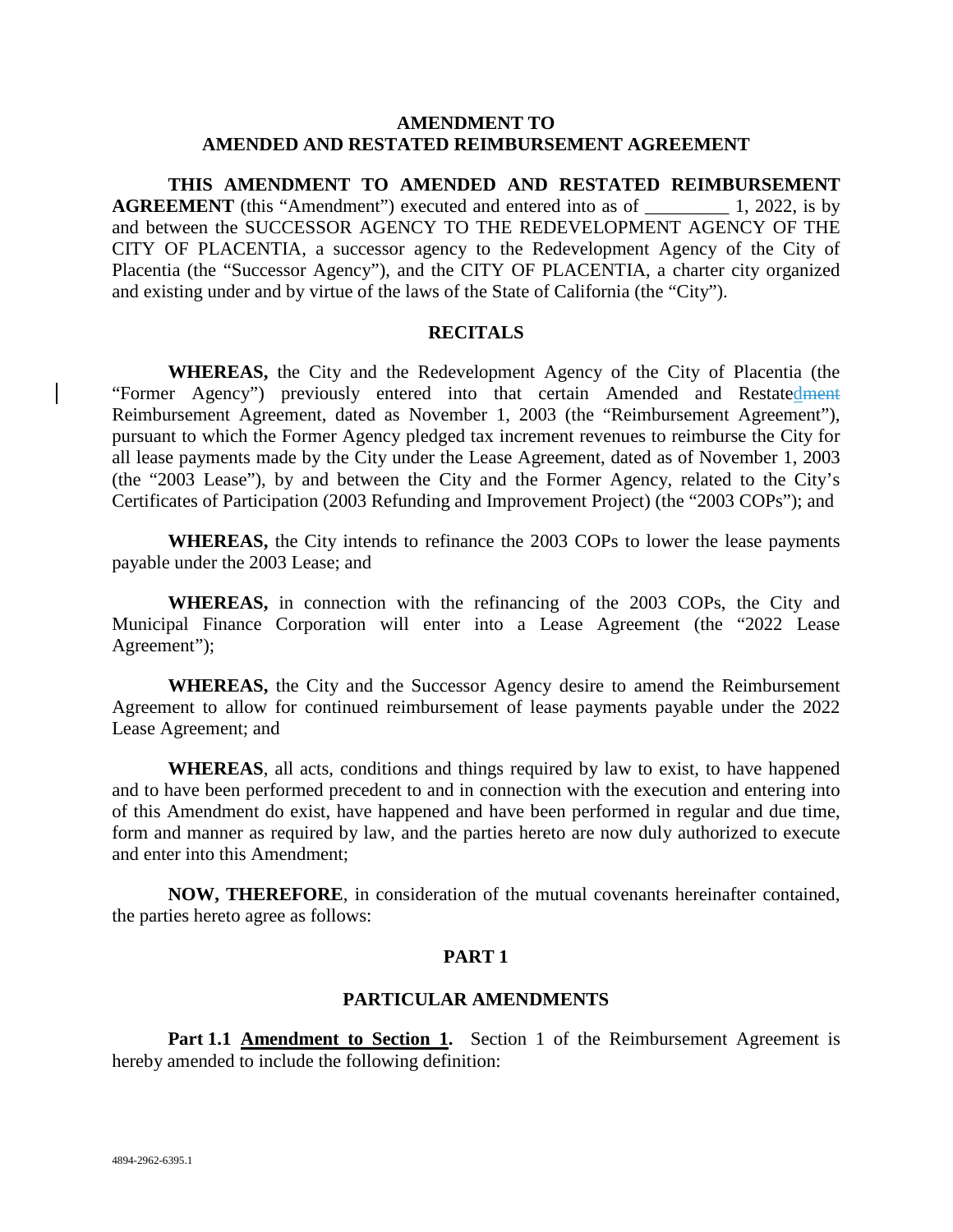**AMENDMENT TO**
**AMENDED AND RESTATED REIMBURSEMENT AGREEMENT**

**THIS AMENDMENT TO AMENDED AND RESTATED REIMBURSEMENT AGREEMENT** (this "Amendment") executed and entered into as of _________ 1, 2022, is by and between the SUCCESSOR AGENCY TO THE REDEVELOPMENT AGENCY OF THE CITY OF PLACENTIA, a successor agency to the Redevelopment Agency of the City of Placentia (the "Successor Agency"), and the CITY OF PLACENTIA, a charter city organized and existing under and by virtue of the laws of the State of California (the "City").

## RECITALS

**WHEREAS,** the City and the Redevelopment Agency of the City of Placentia (the "Former Agency") previously entered into that certain Amended and Restated~~ment~~ Reimbursement Agreement, dated as November 1, 2003 (the "Reimbursement Agreement"), pursuant to which the Former Agency pledged tax increment revenues to reimburse the City for all lease payments made by the City under the Lease Agreement, dated as of November 1, 2003 (the "2003 Lease"), by and between the City and the Former Agency, related to the City's Certificates of Participation (2003 Refunding and Improvement Project) (the "2003 COPs"); and

**WHEREAS,** the City intends to refinance the 2003 COPs to lower the lease payments payable under the 2003 Lease; and

**WHEREAS,** in connection with the refinancing of the 2003 COPs, the City and Municipal Finance Corporation will enter into a Lease Agreement (the "2022 Lease Agreement");

**WHEREAS,** the City and the Successor Agency desire to amend the Reimbursement Agreement to allow for continued reimbursement of lease payments payable under the 2022 Lease Agreement; and

**WHEREAS**, all acts, conditions and things required by law to exist, to have happened and to have been performed precedent to and in connection with the execution and entering into of this Amendment do exist, have happened and have been performed in regular and due time, form and manner as required by law, and the parties hereto are now duly authorized to execute and enter into this Amendment;

**NOW, THEREFORE**, in consideration of the mutual covenants hereinafter contained, the parties hereto agree as follows:

## PART 1

## PARTICULAR AMENDMENTS

**Part 1.1 Amendment to Section 1.** Section 1 of the Reimbursement Agreement is hereby amended to include the following definition: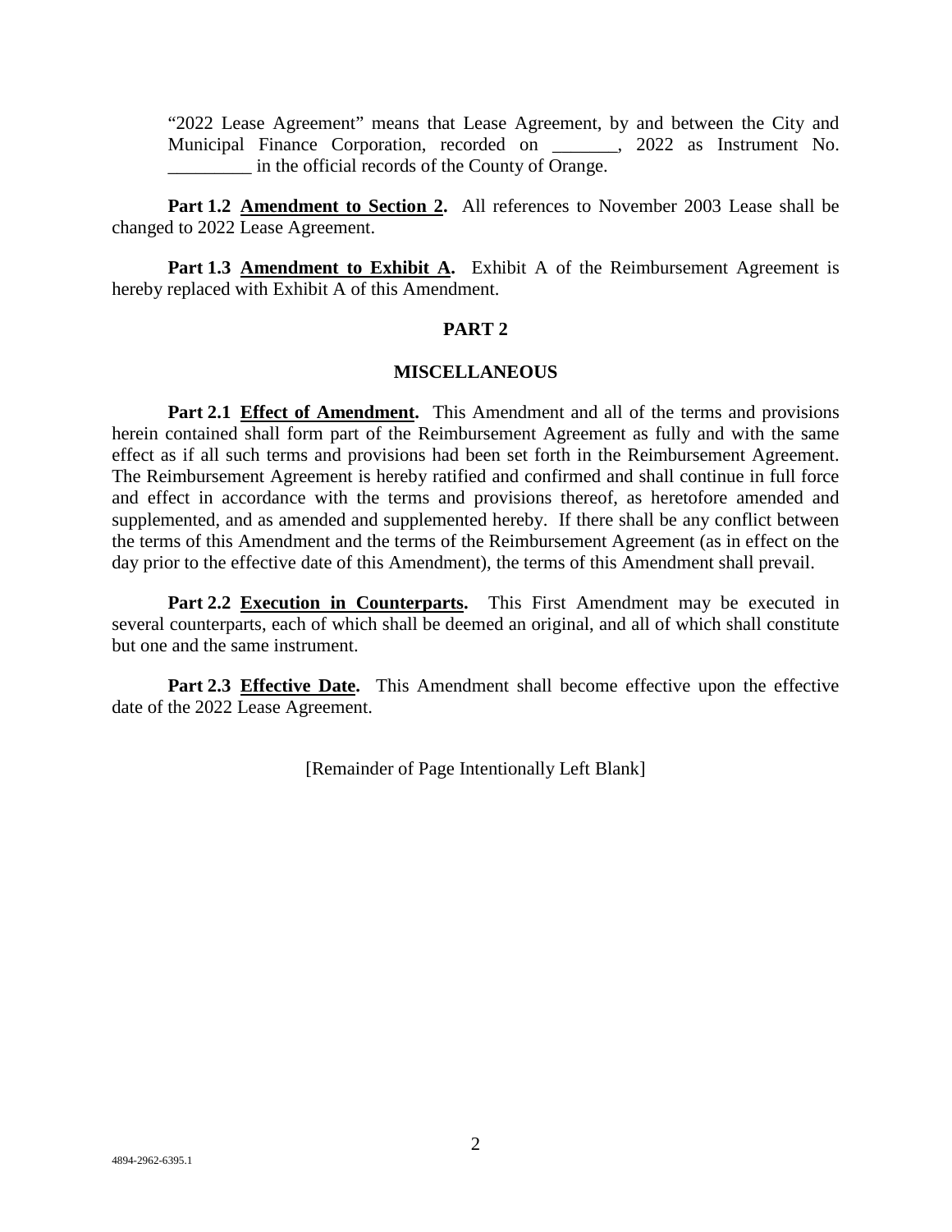"2022 Lease Agreement" means that Lease Agreement, by and between the City and Municipal Finance Corporation, recorded on _______, 2022 as Instrument No. _________ in the official records of the County of Orange.

**Part 1.2 Amendment to Section 2.** All references to November 2003 Lease shall be changed to 2022 Lease Agreement.

**Part 1.3 Amendment to Exhibit A.** Exhibit A of the Reimbursement Agreement is hereby replaced with Exhibit A of this Amendment.

## PART 2

## MISCELLANEOUS

**Part 2.1 Effect of Amendment.** This Amendment and all of the terms and provisions herein contained shall form part of the Reimbursement Agreement as fully and with the same effect as if all such terms and provisions had been set forth in the Reimbursement Agreement. The Reimbursement Agreement is hereby ratified and confirmed and shall continue in full force and effect in accordance with the terms and provisions thereof, as heretofore amended and supplemented, and as amended and supplemented hereby. If there shall be any conflict between the terms of this Amendment and the terms of the Reimbursement Agreement (as in effect on the day prior to the effective date of this Amendment), the terms of this Amendment shall prevail.

**Part 2.2 Execution in Counterparts.** This First Amendment may be executed in several counterparts, each of which shall be deemed an original, and all of which shall constitute but one and the same instrument.

**Part 2.3 Effective Date.** This Amendment shall become effective upon the effective date of the 2022 Lease Agreement.

[Remainder of Page Intentionally Left Blank]

4894-2962-6395.1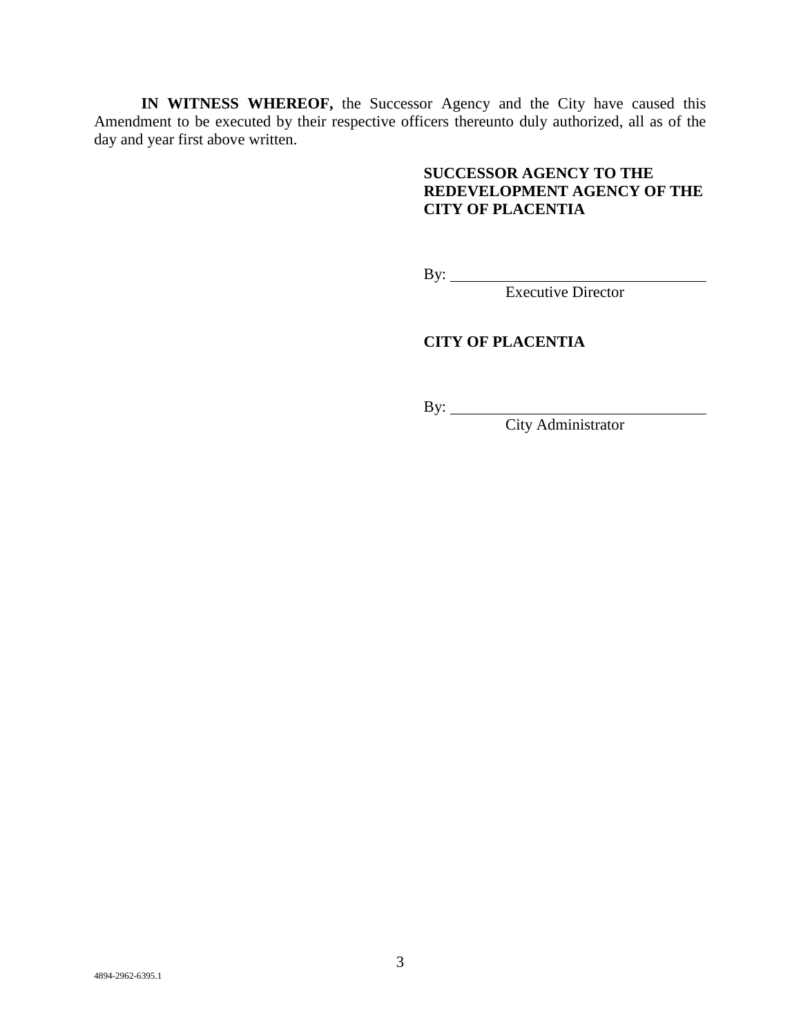**IN WITNESS WHEREOF,** the Successor Agency and the City have caused this Amendment to be executed by their respective officers thereunto duly authorized, all as of the day and year first above written.

**SUCCESSOR AGENCY TO THE REDEVELOPMENT AGENCY OF THE CITY OF PLACENTIA**

By: ________________________________
Executive Director

**CITY OF PLACENTIA**

By: ________________________________
City Administrator

4894-2962-6395.1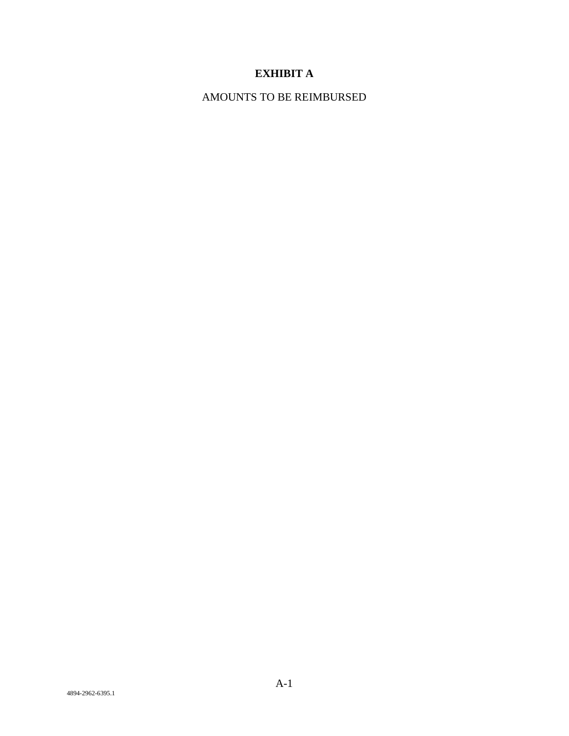# EXHIBIT A

AMOUNTS TO BE REIMBURSED

4894-2962-6395.1